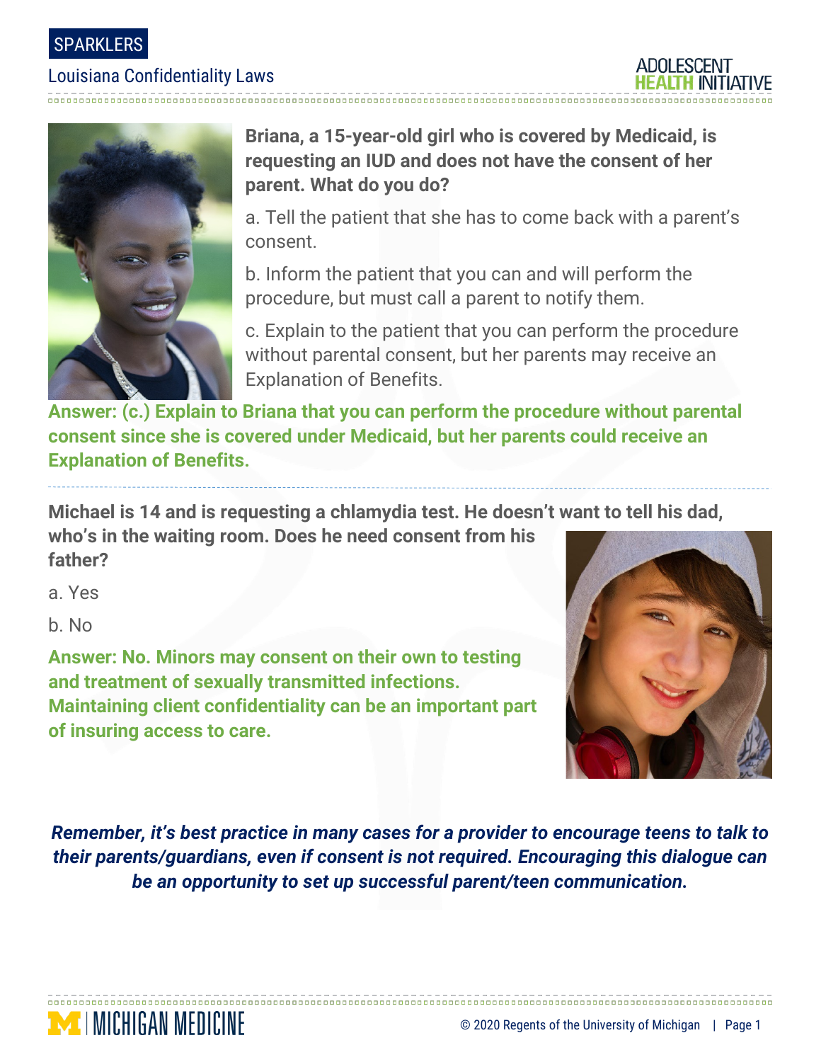SPARKLERS

# Louisiana Confidentiality Laws

**Briana, a 15-year-old girl who is covered by Medicaid, is requesting an IUD and does not have the consent of her parent. What do you do?**

a. Tell the patient that she has to come back with a parent's consent.

b. Inform the patient that you can and will perform the procedure, but must call a parent to notify them.

c. Explain to the patient that you can perform the procedure without parental consent, but her parents may receive an Explanation of Benefits.

**Answer: (c.) Explain to Briana that you can perform the procedure without parental consent since she is covered under Medicaid, but her parents could receive an Explanation of Benefits.**

---

**Michael is 14 and is requesting a chlamydia test. He doesn't want to tell his dad, who's in the waiting room. Does he need consent from his father?**

a. Yes

b. No

**Answer: No. Minors may consent on their own to testing and treatment of sexually transmitted infections. Maintaining client confidentiality can be an important part of insuring access to care.**

***Remember, it's best practice in many cases for a provider to encourage teens to talk to their parents/guardians, even if consent is not required. Encouraging this dialogue can be an opportunity to set up successful parent/teen communication.***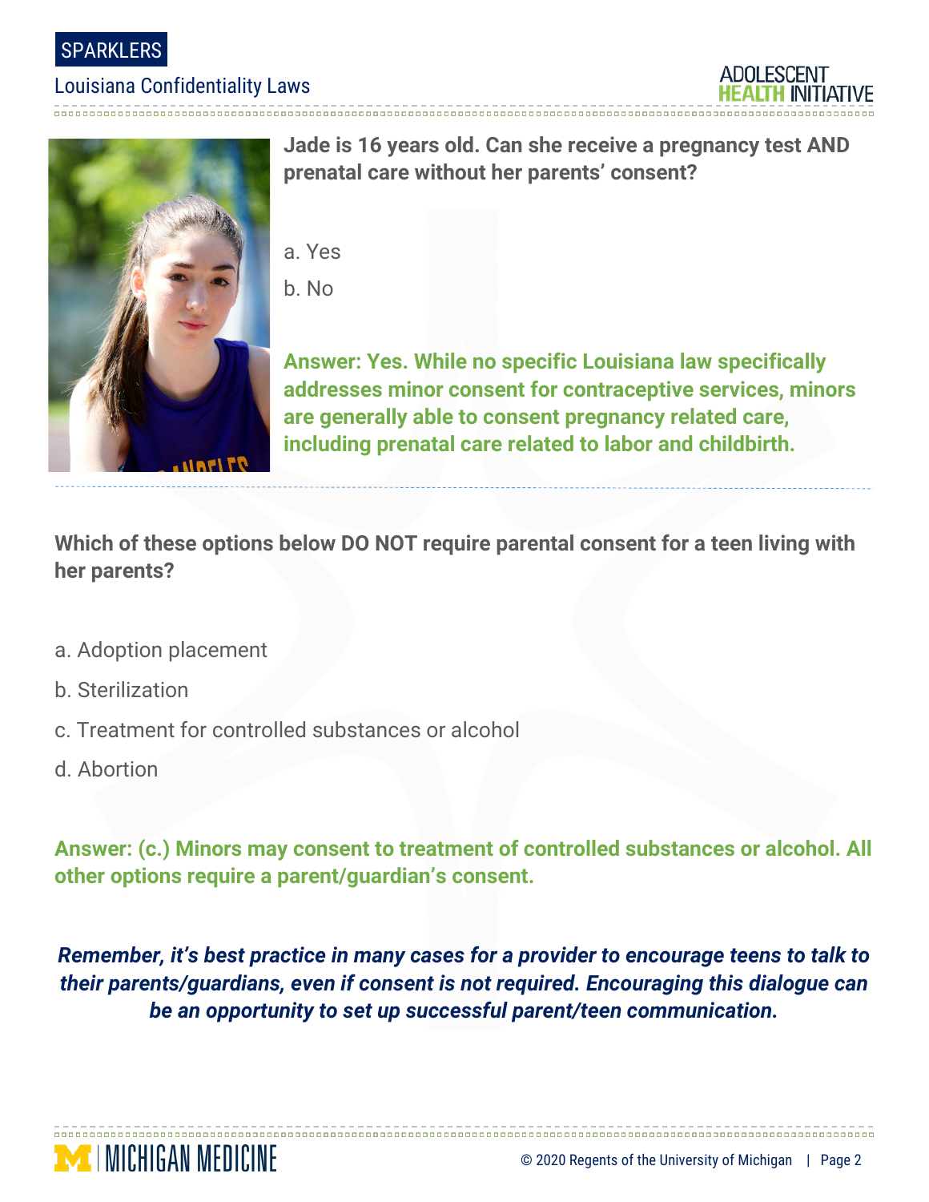**Jade is 16 years old. Can she receive a pregnancy test AND prenatal care without her parents' consent?**

a. Yes

b. No

**Answer: Yes. While no specific Louisiana law specifically addresses minor consent for contraceptive services, minors are generally able to consent pregnancy related care, including prenatal care related to labor and childbirth.**

**Which of these options below DO NOT require parental consent for a teen living with her parents?**

a. Adoption placement

b. Sterilization

c. Treatment for controlled substances or alcohol

d. Abortion

**Answer: (c.) Minors may consent to treatment of controlled substances or alcohol. All other options require a parent/guardian's consent.**

***Remember, it's best practice in many cases for a provider to encourage teens to talk to their parents/guardians, even if consent is not required. Encouraging this dialogue can be an opportunity to set up successful parent/teen communication.***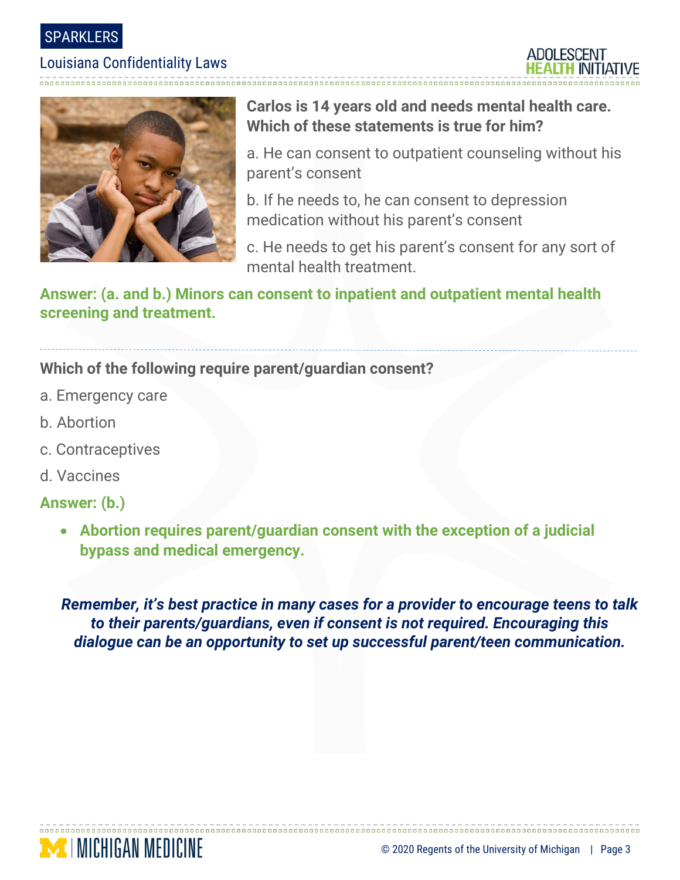**Carlos is 14 years old and needs mental health care. Which of these statements is true for him?**

a. He can consent to outpatient counseling without his parent's consent

b. If he needs to, he can consent to depression medication without his parent's consent

c. He needs to get his parent's consent for any sort of mental health treatment.

**Answer: (a. and b.) Minors can consent to inpatient and outpatient mental health screening and treatment.**

---

**Which of the following require parent/guardian consent?**

a. Emergency care

b. Abortion

c. Contraceptives

d. Vaccines

**Answer: (b.)**

- **Abortion requires parent/guardian consent with the exception of a judicial bypass and medical emergency.**

***Remember, it's best practice in many cases for a provider to encourage teens to talk to their parents/guardians, even if consent is not required. Encouraging this dialogue can be an opportunity to set up successful parent/teen communication.***